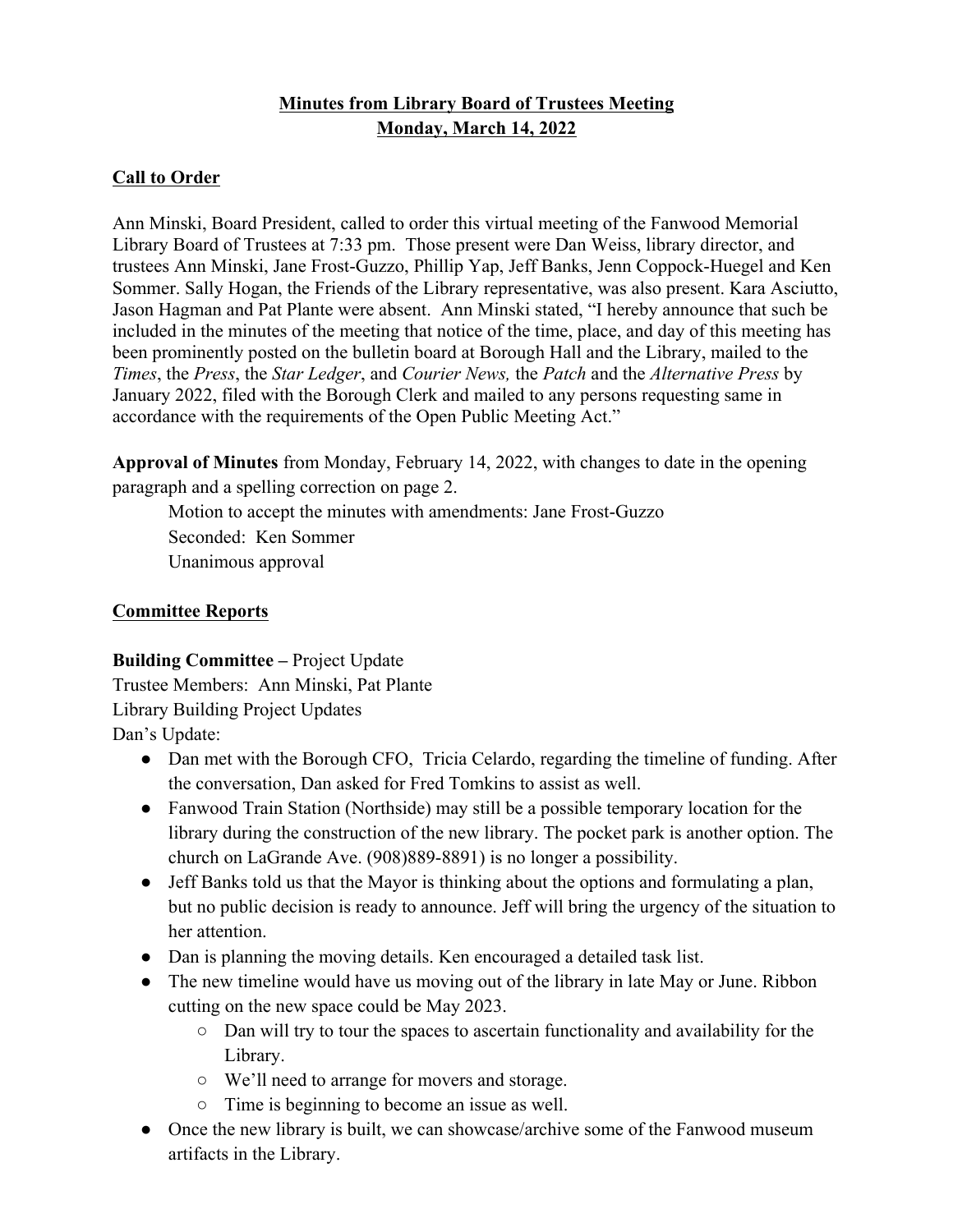# **Minutes from Library Board of Trustees Meeting**
# **Monday, March 14, 2022**

## **Call to Order**

Ann Minski, Board President, called to order this virtual meeting of the Fanwood Memorial Library Board of Trustees at 7:33 pm. Those present were Dan Weiss, library director, and trustees Ann Minski, Jane Frost-Guzzo, Phillip Yap, Jeff Banks, Jenn Coppock-Huegel and Ken Sommer. Sally Hogan, the Friends of the Library representative, was also present. Kara Asciutto, Jason Hagman and Pat Plante were absent. Ann Minski stated, "I hereby announce that such be included in the minutes of the meeting that notice of the time, place, and day of this meeting has been prominently posted on the bulletin board at Borough Hall and the Library, mailed to the *Times*, the *Press*, the *Star Ledger*, and *Courier News,* the *Patch* and the *Alternative Press* by January 2022, filed with the Borough Clerk and mailed to any persons requesting same in accordance with the requirements of the Open Public Meeting Act."

**Approval of Minutes** from Monday, February 14, 2022, with changes to date in the opening paragraph and a spelling correction on page 2.

Motion to accept the minutes with amendments: Jane Frost-Guzzo
Seconded: Ken Sommer
Unanimous approval

## **Committee Reports**

**Building Committee –** Project Update
Trustee Members: Ann Minski, Pat Plante
Library Building Project Updates
Dan's Update:

- Dan met with the Borough CFO, Tricia Celardo, regarding the timeline of funding. After the conversation, Dan asked for Fred Tomkins to assist as well.
- Fanwood Train Station (Northside) may still be a possible temporary location for the library during the construction of the new library. The pocket park is another option. The church on LaGrande Ave. (908)889-8891) is no longer a possibility.
- Jeff Banks told us that the Mayor is thinking about the options and formulating a plan, but no public decision is ready to announce. Jeff will bring the urgency of the situation to her attention.
- Dan is planning the moving details. Ken encouraged a detailed task list.
- The new timeline would have us moving out of the library in late May or June. Ribbon cutting on the new space could be May 2023.
  - Dan will try to tour the spaces to ascertain functionality and availability for the Library.
  - We'll need to arrange for movers and storage.
  - Time is beginning to become an issue as well.
- Once the new library is built, we can showcase/archive some of the Fanwood museum artifacts in the Library.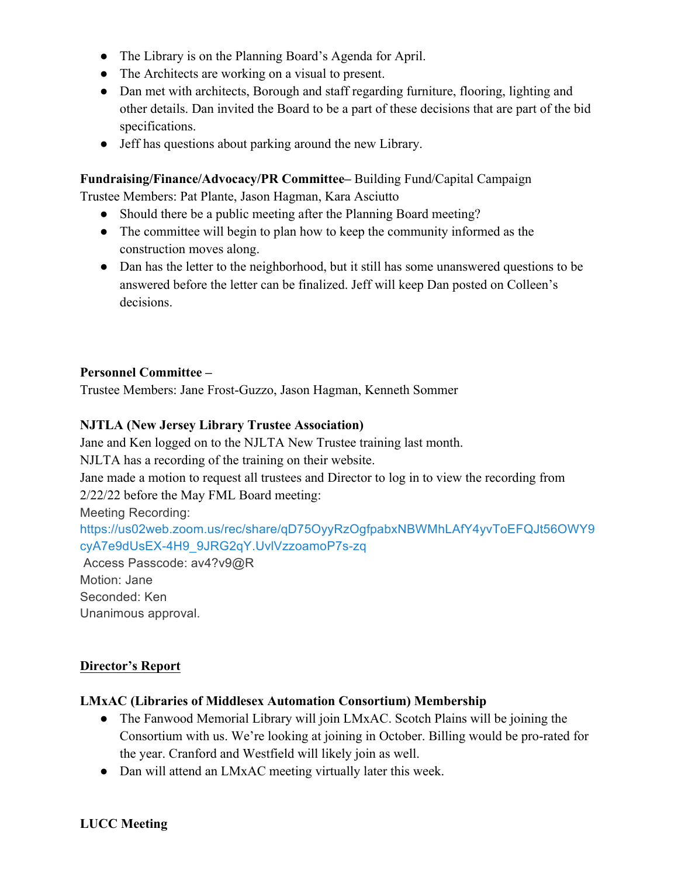- The Library is on the Planning Board's Agenda for April.
- The Architects are working on a visual to present.
- Dan met with architects, Borough and staff regarding furniture, flooring, lighting and other details. Dan invited the Board to be a part of these decisions that are part of the bid specifications.
- Jeff has questions about parking around the new Library.

**Fundraising/Finance/Advocacy/PR Committee–** Building Fund/Capital Campaign
Trustee Members: Pat Plante, Jason Hagman, Kara Asciutto

- Should there be a public meeting after the Planning Board meeting?
- The committee will begin to plan how to keep the community informed as the construction moves along.
- Dan has the letter to the neighborhood, but it still has some unanswered questions to be answered before the letter can be finalized. Jeff will keep Dan posted on Colleen's decisions.

**Personnel Committee –**
Trustee Members: Jane Frost-Guzzo, Jason Hagman, Kenneth Sommer

**NJTLA (New Jersey Library Trustee Association)**
Jane and Ken logged on to the NJLTA New Trustee training last month.
NJLTA has a recording of the training on their website.
Jane made a motion to request all trustees and Director to log in to view the recording from 2/22/22 before the May FML Board meeting:
Meeting Recording:
https://us02web.zoom.us/rec/share/qD75OyyRzOgfpabxNBWMhLAfY4yvToEFQJt56OWY9cyA7e9dUsEX-4H9_9JRG2qY.UvlVzzoamoP7s-zq
Access Passcode: av4?v9@R
Motion: Jane
Seconded: Ken
Unanimous approval.

**<u>Director's Report</u>**

**LMxAC (Libraries of Middlesex Automation Consortium) Membership**

- The Fanwood Memorial Library will join LMxAC. Scotch Plains will be joining the Consortium with us. We're looking at joining in October. Billing would be pro-rated for the year. Cranford and Westfield will likely join as well.
- Dan will attend an LMxAC meeting virtually later this week.

**LUCC Meeting**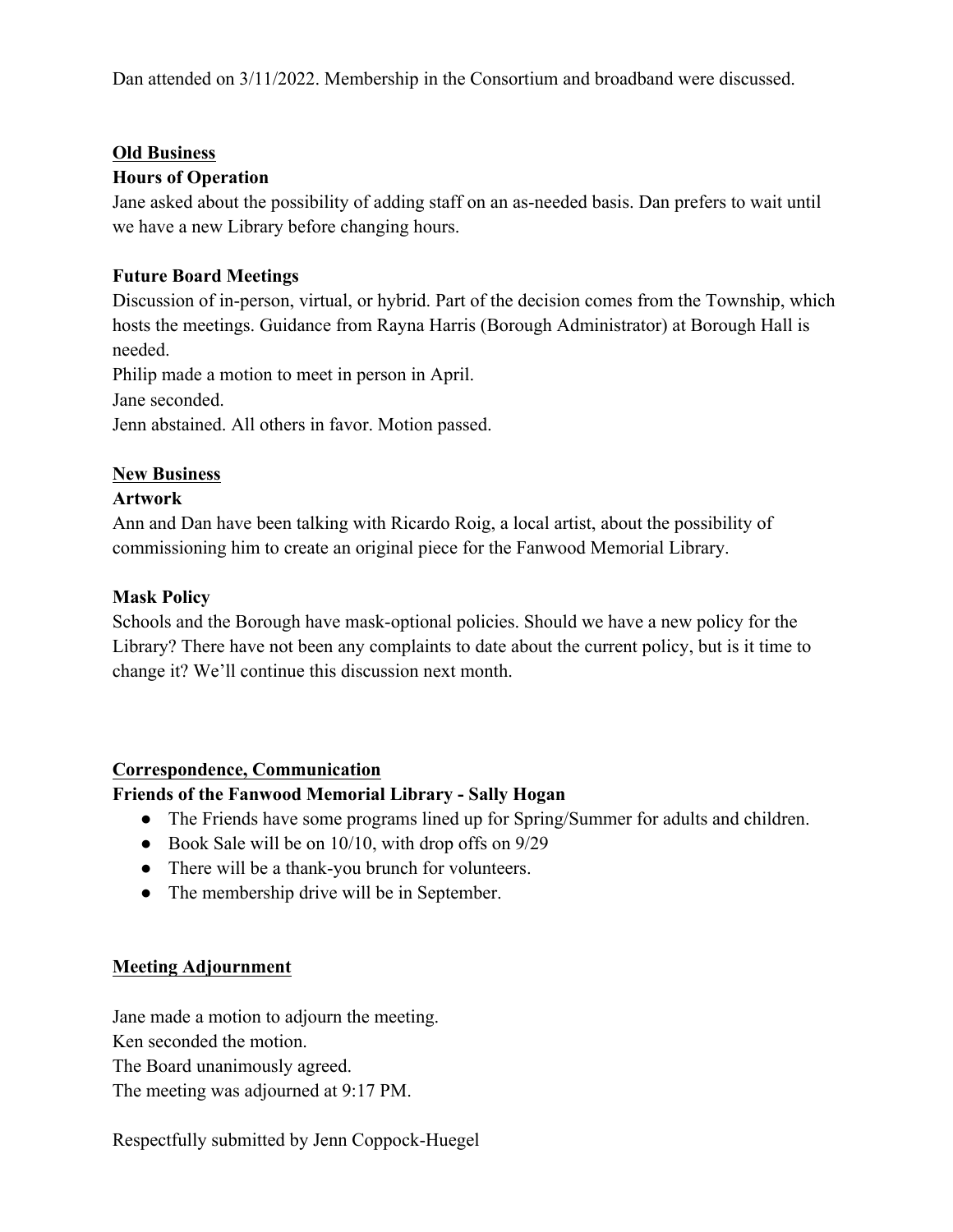Dan attended on 3/11/2022. Membership in the Consortium and broadband were discussed.

## Old Business

### Hours of Operation

Jane asked about the possibility of adding staff on an as-needed basis. Dan prefers to wait until we have a new Library before changing hours.

### Future Board Meetings

Discussion of in-person, virtual, or hybrid. Part of the decision comes from the Township, which hosts the meetings. Guidance from Rayna Harris (Borough Administrator) at Borough Hall is needed.
Philip made a motion to meet in person in April.
Jane seconded.
Jenn abstained. All others in favor. Motion passed.

## New Business

### Artwork

Ann and Dan have been talking with Ricardo Roig, a local artist, about the possibility of commissioning him to create an original piece for the Fanwood Memorial Library.

### Mask Policy

Schools and the Borough have mask-optional policies. Should we have a new policy for the Library? There have not been any complaints to date about the current policy, but is it time to change it? We'll continue this discussion next month.

## Correspondence, Communication

### Friends of the Fanwood Memorial Library - Sally Hogan

- The Friends have some programs lined up for Spring/Summer for adults and children.
- Book Sale will be on 10/10, with drop offs on 9/29
- There will be a thank-you brunch for volunteers.
- The membership drive will be in September.

## Meeting Adjournment

Jane made a motion to adjourn the meeting.
Ken seconded the motion.
The Board unanimously agreed.
The meeting was adjourned at 9:17 PM.

Respectfully submitted by Jenn Coppock-Huegel